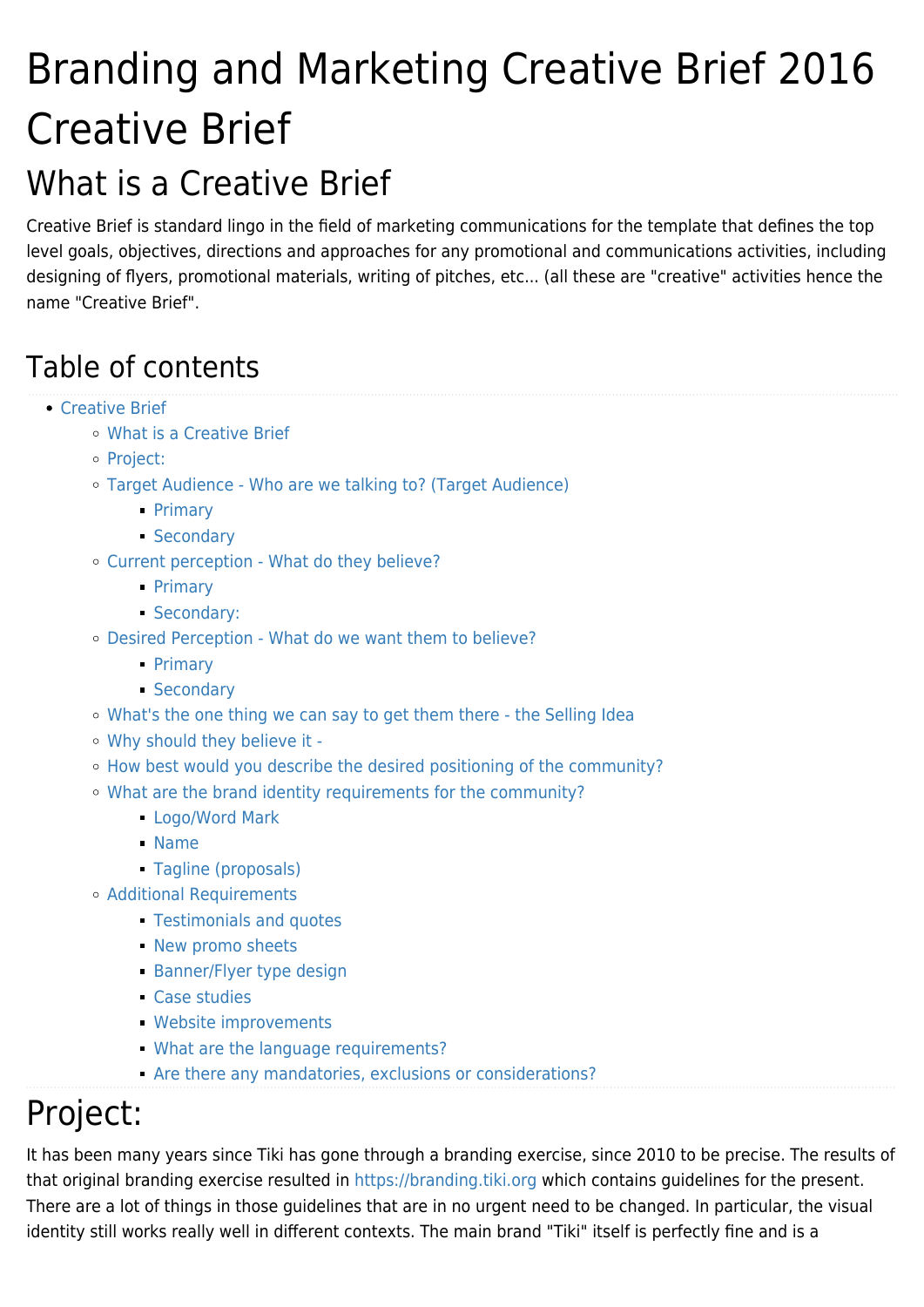# Branding and Marketing Creative Brief 2016

# Creative Brief

## What is a Creative Brief

Creative Brief is standard lingo in the field of marketing communications for the template that defines the top level goals, objectives, directions and approaches for any promotional and communications activities, including designing of flyers, promotional materials, writing of pitches, etc... (all these are "creative" activities hence the name "Creative Brief".

## Table of contents

- Creative Brief
  - What is a Creative Brief
  - Project:
  - Target Audience - Who are we talking to? (Target Audience)
    - Primary
    - Secondary
  - Current perception - What do they believe?
    - Primary
    - Secondary:
  - Desired Perception - What do we want them to believe?
    - Primary
    - Secondary
  - What's the one thing we can say to get them there - the Selling Idea
  - Why should they believe it -
  - How best would you describe the desired positioning of the community?
  - What are the brand identity requirements for the community?
    - Logo/Word Mark
    - Name
    - Tagline (proposals)
  - Additional Requirements
    - Testimonials and quotes
    - New promo sheets
    - Banner/Flyer type design
    - Case studies
    - Website improvements
    - What are the language requirements?
    - Are there any mandatories, exclusions or considerations?

## Project:

It has been many years since Tiki has gone through a branding exercise, since 2010 to be precise. The results of that original branding exercise resulted in https://branding.tiki.org which contains guidelines for the present. There are a lot of things in those guidelines that are in no urgent need to be changed. In particular, the visual identity still works really well in different contexts. The main brand "Tiki" itself is perfectly fine and is a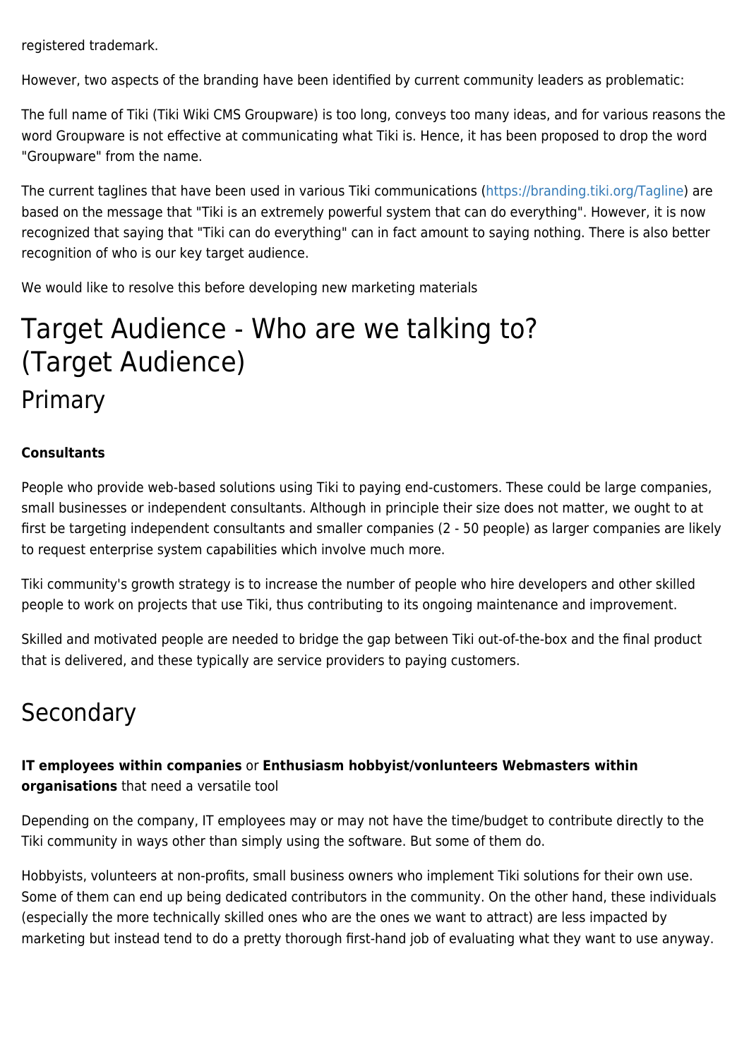registered trademark.

However, two aspects of the branding have been identified by current community leaders as problematic:

The full name of Tiki (Tiki Wiki CMS Groupware) is too long, conveys too many ideas, and for various reasons the word Groupware is not effective at communicating what Tiki is. Hence, it has been proposed to drop the word "Groupware" from the name.

The current taglines that have been used in various Tiki communications (https://branding.tiki.org/Tagline) are based on the message that "Tiki is an extremely powerful system that can do everything". However, it is now recognized that saying that "Tiki can do everything" can in fact amount to saying nothing. There is also better recognition of who is our key target audience.

We would like to resolve this before developing new marketing materials

# Target Audience - Who are we talking to? (Target Audience)

## Primary

**Consultants**

People who provide web-based solutions using Tiki to paying end-customers. These could be large companies, small businesses or independent consultants. Although in principle their size does not matter, we ought to at first be targeting independent consultants and smaller companies (2 - 50 people) as larger companies are likely to request enterprise system capabilities which involve much more.

Tiki community's growth strategy is to increase the number of people who hire developers and other skilled people to work on projects that use Tiki, thus contributing to its ongoing maintenance and improvement.

Skilled and motivated people are needed to bridge the gap between Tiki out-of-the-box and the final product that is delivered, and these typically are service providers to paying customers.

## Secondary

**IT employees within companies** or **Enthusiasm hobbyist/vonlunteers Webmasters within organisations** that need a versatile tool

Depending on the company, IT employees may or may not have the time/budget to contribute directly to the Tiki community in ways other than simply using the software. But some of them do.

Hobbyists, volunteers at non-profits, small business owners who implement Tiki solutions for their own use. Some of them can end up being dedicated contributors in the community. On the other hand, these individuals (especially the more technically skilled ones who are the ones we want to attract) are less impacted by marketing but instead tend to do a pretty thorough first-hand job of evaluating what they want to use anyway.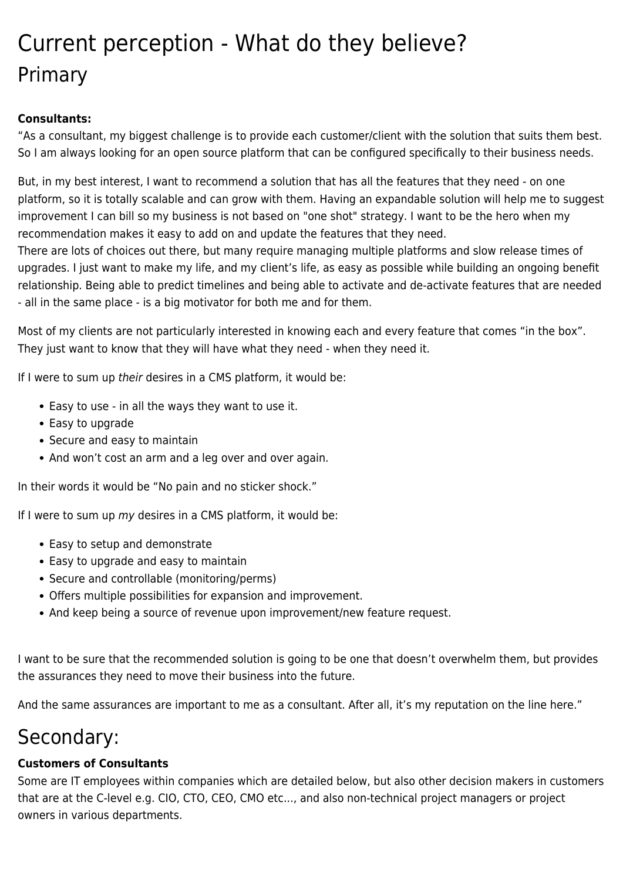# Current perception - What do they believe?

## Primary

**Consultants:**

"As a consultant, my biggest challenge is to provide each customer/client with the solution that suits them best. So I am always looking for an open source platform that can be configured specifically to their business needs.

But, in my best interest, I want to recommend a solution that has all the features that they need - on one platform, so it is totally scalable and can grow with them. Having an expandable solution will help me to suggest improvement I can bill so my business is not based on "one shot" strategy. I want to be the hero when my recommendation makes it easy to add on and update the features that they need.
There are lots of choices out there, but many require managing multiple platforms and slow release times of upgrades. I just want to make my life, and my client's life, as easy as possible while building an ongoing benefit relationship. Being able to predict timelines and being able to activate and de-activate features that are needed - all in the same place - is a big motivator for both me and for them.

Most of my clients are not particularly interested in knowing each and every feature that comes "in the box". They just want to know that they will have what they need - when they need it.

If I were to sum up *their* desires in a CMS platform, it would be:

- Easy to use - in all the ways they want to use it.
- Easy to upgrade
- Secure and easy to maintain
- And won't cost an arm and a leg over and over again.

In their words it would be "No pain and no sticker shock."

If I were to sum up *my* desires in a CMS platform, it would be:

- Easy to setup and demonstrate
- Easy to upgrade and easy to maintain
- Secure and controllable (monitoring/perms)
- Offers multiple possibilities for expansion and improvement.
- And keep being a source of revenue upon improvement/new feature request.

I want to be sure that the recommended solution is going to be one that doesn't overwhelm them, but provides the assurances they need to move their business into the future.

And the same assurances are important to me as a consultant. After all, it's my reputation on the line here."

# Secondary:

**Customers of Consultants**

Some are IT employees within companies which are detailed below, but also other decision makers in customers that are at the C-level e.g. CIO, CTO, CEO, CMO etc..., and also non-technical project managers or project owners in various departments.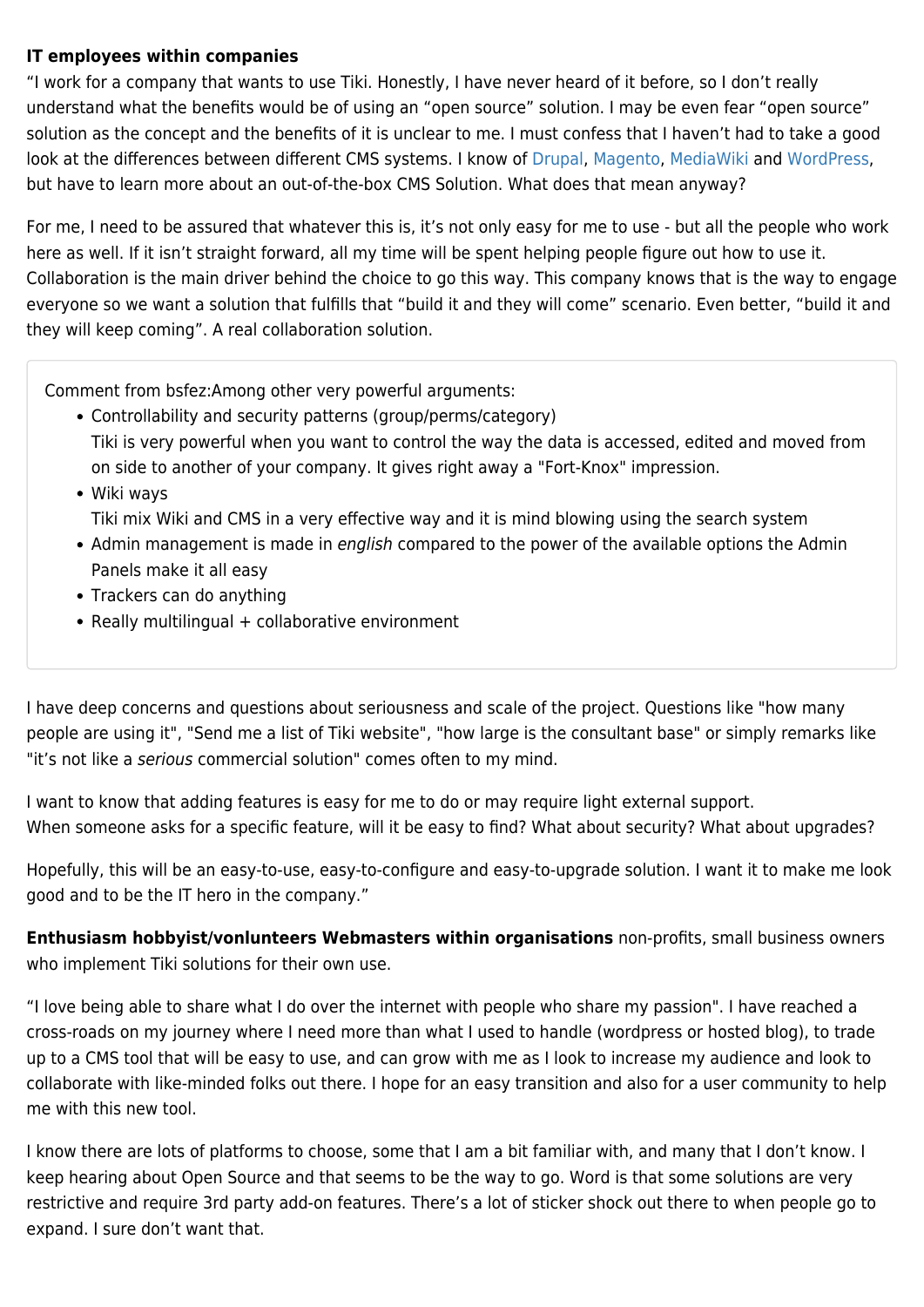**IT employees within companies**

"I work for a company that wants to use Tiki. Honestly, I have never heard of it before, so I don't really understand what the benefits would be of using an "open source" solution. I may be even fear "open source" solution as the concept and the benefits of it is unclear to me. I must confess that I haven't had to take a good look at the differences between different CMS systems. I know of Drupal, Magento, MediaWiki and WordPress, but have to learn more about an out-of-the-box CMS Solution. What does that mean anyway?

For me, I need to be assured that whatever this is, it's not only easy for me to use - but all the people who work here as well. If it isn't straight forward, all my time will be spent helping people figure out how to use it. Collaboration is the main driver behind the choice to go this way. This company knows that is the way to engage everyone so we want a solution that fulfills that "build it and they will come" scenario. Even better, "build it and they will keep coming". A real collaboration solution.

> Comment from bsfez:Among other very powerful arguments:
>
> - Controllability and security patterns (group/perms/category)
>   Tiki is very powerful when you want to control the way the data is accessed, edited and moved from on side to another of your company. It gives right away a "Fort-Knox" impression.
> - Wiki ways
>   Tiki mix Wiki and CMS in a very effective way and it is mind blowing using the search system
> - Admin management is made in *english* compared to the power of the available options the Admin Panels make it all easy
> - Trackers can do anything
> - Really multilingual + collaborative environment

I have deep concerns and questions about seriousness and scale of the project. Questions like "how many people are using it", "Send me a list of Tiki website", "how large is the consultant base" or simply remarks like "it's not like a *serious* commercial solution" comes often to my mind.

I want to know that adding features is easy for me to do or may require light external support.
When someone asks for a specific feature, will it be easy to find? What about security? What about upgrades?

Hopefully, this will be an easy-to-use, easy-to-configure and easy-to-upgrade solution. I want it to make me look good and to be the IT hero in the company."

**Enthusiasm hobbyist/vonlunteers Webmasters within organisations** non-profits, small business owners who implement Tiki solutions for their own use.

"I love being able to share what I do over the internet with people who share my passion". I have reached a cross-roads on my journey where I need more than what I used to handle (wordpress or hosted blog), to trade up to a CMS tool that will be easy to use, and can grow with me as I look to increase my audience and look to collaborate with like-minded folks out there. I hope for an easy transition and also for a user community to help me with this new tool.

I know there are lots of platforms to choose, some that I am a bit familiar with, and many that I don't know. I keep hearing about Open Source and that seems to be the way to go. Word is that some solutions are very restrictive and require 3rd party add-on features. There's a lot of sticker shock out there to when people go to expand. I sure don't want that.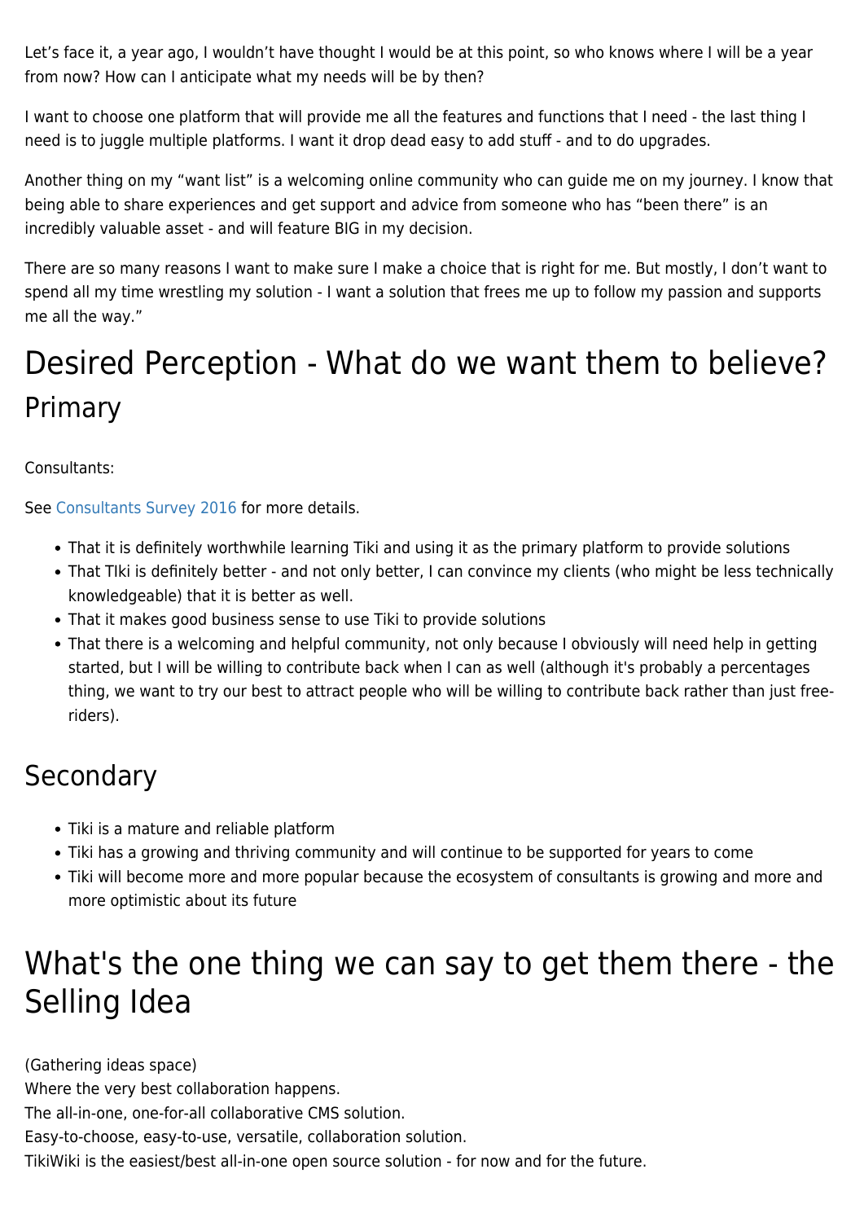Let's face it, a year ago, I wouldn't have thought I would be at this point, so who knows where I will be a year from now? How can I anticipate what my needs will be by then?

I want to choose one platform that will provide me all the features and functions that I need - the last thing I need is to juggle multiple platforms. I want it drop dead easy to add stuff - and to do upgrades.

Another thing on my "want list" is a welcoming online community who can guide me on my journey. I know that being able to share experiences and get support and advice from someone who has "been there" is an incredibly valuable asset - and will feature BIG in my decision.

There are so many reasons I want to make sure I make a choice that is right for me. But mostly, I don't want to spend all my time wrestling my solution - I want a solution that frees me up to follow my passion and supports me all the way."

# Desired Perception - What do we want them to believe?

## Primary

Consultants:

See Consultants Survey 2016 for more details.

- That it is definitely worthwhile learning Tiki and using it as the primary platform to provide solutions
- That TIki is definitely better - and not only better, I can convince my clients (who might be less technically knowledgeable) that it is better as well.
- That it makes good business sense to use Tiki to provide solutions
- That there is a welcoming and helpful community, not only because I obviously will need help in getting started, but I will be willing to contribute back when I can as well (although it's probably a percentages thing, we want to try our best to attract people who will be willing to contribute back rather than just free-riders).

## Secondary

- Tiki is a mature and reliable platform
- Tiki has a growing and thriving community and will continue to be supported for years to come
- Tiki will become more and more popular because the ecosystem of consultants is growing and more and more optimistic about its future

# What's the one thing we can say to get them there - the Selling Idea

(Gathering ideas space)
Where the very best collaboration happens.
The all-in-one, one-for-all collaborative CMS solution.
Easy-to-choose, easy-to-use, versatile, collaboration solution.
TikiWiki is the easiest/best all-in-one open source solution - for now and for the future.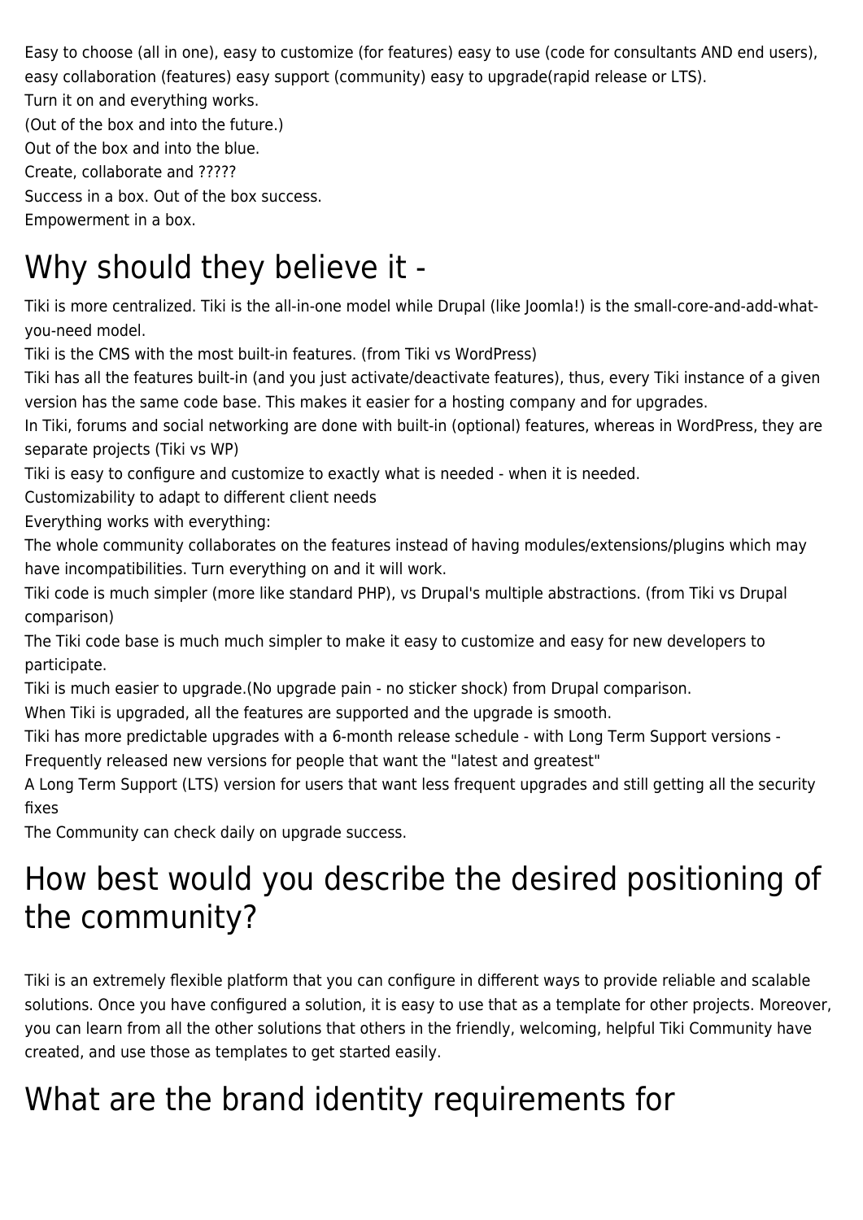Easy to choose (all in one), easy to customize (for features) easy to use (code for consultants AND end users), easy collaboration (features) easy support (community) easy to upgrade(rapid release or LTS).
Turn it on and everything works.
(Out of the box and into the future.)
Out of the box and into the blue.
Create, collaborate and ?????
Success in a box. Out of the box success.
Empowerment in a box.

# Why should they believe it -

Tiki is more centralized. Tiki is the all-in-one model while Drupal (like Joomla!) is the small-core-and-add-what-you-need model.
Tiki is the CMS with the most built-in features. (from Tiki vs WordPress)
Tiki has all the features built-in (and you just activate/deactivate features), thus, every Tiki instance of a given version has the same code base. This makes it easier for a hosting company and for upgrades.
In Tiki, forums and social networking are done with built-in (optional) features, whereas in WordPress, they are separate projects (Tiki vs WP)
Tiki is easy to configure and customize to exactly what is needed - when it is needed.
Customizability to adapt to different client needs
Everything works with everything:
The whole community collaborates on the features instead of having modules/extensions/plugins which may have incompatibilities. Turn everything on and it will work.
Tiki code is much simpler (more like standard PHP), vs Drupal's multiple abstractions. (from Tiki vs Drupal comparison)
The Tiki code base is much much simpler to make it easy to customize and easy for new developers to participate.
Tiki is much easier to upgrade.(No upgrade pain - no sticker shock) from Drupal comparison.
When Tiki is upgraded, all the features are supported and the upgrade is smooth.
Tiki has more predictable upgrades with a 6-month release schedule - with Long Term Support versions -
Frequently released new versions for people that want the "latest and greatest"
A Long Term Support (LTS) version for users that want less frequent upgrades and still getting all the security fixes
The Community can check daily on upgrade success.

# How best would you describe the desired positioning of the community?

Tiki is an extremely flexible platform that you can configure in different ways to provide reliable and scalable solutions. Once you have configured a solution, it is easy to use that as a template for other projects. Moreover, you can learn from all the other solutions that others in the friendly, welcoming, helpful Tiki Community have created, and use those as templates to get started easily.

# What are the brand identity requirements for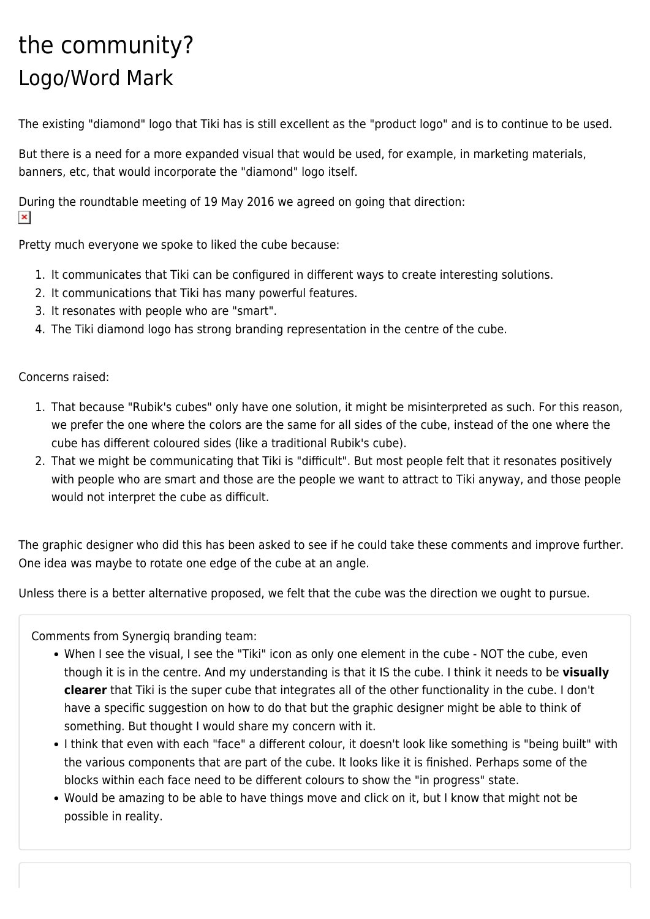# the community?

## Logo/Word Mark

The existing "diamond" logo that Tiki has is still excellent as the "product logo" and is to continue to be used.

But there is a need for a more expanded visual that would be used, for example, in marketing materials, banners, etc, that would incorporate the "diamond" logo itself.

During the roundtable meeting of 19 May 2016 we agreed on going that direction:

Pretty much everyone we spoke to liked the cube because:

1. It communicates that Tiki can be configured in different ways to create interesting solutions.
2. It communications that Tiki has many powerful features.
3. It resonates with people who are "smart".
4. The Tiki diamond logo has strong branding representation in the centre of the cube.

Concerns raised:

1. That because "Rubik's cubes" only have one solution, it might be misinterpreted as such. For this reason, we prefer the one where the colors are the same for all sides of the cube, instead of the one where the cube has different coloured sides (like a traditional Rubik's cube).
2. That we might be communicating that Tiki is "difficult". But most people felt that it resonates positively with people who are smart and those are the people we want to attract to Tiki anyway, and those people would not interpret the cube as difficult.

The graphic designer who did this has been asked to see if he could take these comments and improve further. One idea was maybe to rotate one edge of the cube at an angle.

Unless there is a better alternative proposed, we felt that the cube was the direction we ought to pursue.

Comments from Synergiq branding team:

- When I see the visual, I see the "Tiki" icon as only one element in the cube - NOT the cube, even though it is in the centre. And my understanding is that it IS the cube. I think it needs to be **visually clearer** that Tiki is the super cube that integrates all of the other functionality in the cube. I don't have a specific suggestion on how to do that but the graphic designer might be able to think of something. But thought I would share my concern with it.
- I think that even with each "face" a different colour, it doesn't look like something is "being built" with the various components that are part of the cube. It looks like it is finished. Perhaps some of the blocks within each face need to be different colours to show the "in progress" state.
- Would be amazing to be able to have things move and click on it, but I know that might not be possible in reality.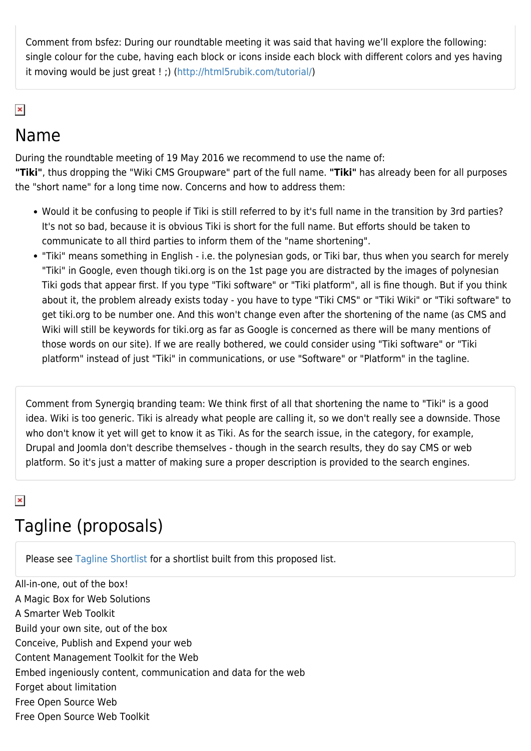Comment from bsfez: During our roundtable meeting it was said that having we'll explore the following: single colour for the cube, having each block or icons inside each block with different colors and yes having it moving would be just great ! ;) (http://html5rubik.com/tutorial/)

## Name

During the roundtable meeting of 19 May 2016 we recommend to use the name of:
**"Tiki"**, thus dropping the "Wiki CMS Groupware" part of the full name. **"Tiki"** has already been for all purposes the "short name" for a long time now. Concerns and how to address them:

- Would it be confusing to people if Tiki is still referred to by it's full name in the transition by 3rd parties? It's not so bad, because it is obvious Tiki is short for the full name. But efforts should be taken to communicate to all third parties to inform them of the "name shortening".
- "Tiki" means something in English - i.e. the polynesian gods, or Tiki bar, thus when you search for merely "Tiki" in Google, even though tiki.org is on the 1st page you are distracted by the images of polynesian Tiki gods that appear first. If you type "Tiki software" or "Tiki platform", all is fine though. But if you think about it, the problem already exists today - you have to type "Tiki CMS" or "Tiki Wiki" or "Tiki software" to get tiki.org to be number one. And this won't change even after the shortening of the name (as CMS and Wiki will still be keywords for tiki.org as far as Google is concerned as there will be many mentions of those words on our site). If we are really bothered, we could consider using "Tiki software" or "Tiki platform" instead of just "Tiki" in communications, or use "Software" or "Platform" in the tagline.

Comment from Synergiq branding team: We think first of all that shortening the name to "Tiki" is a good idea. Wiki is too generic. Tiki is already what people are calling it, so we don't really see a downside. Those who don't know it yet will get to know it as Tiki. As for the search issue, in the category, for example, Drupal and Joomla don't describe themselves - though in the search results, they do say CMS or web platform. So it's just a matter of making sure a proper description is provided to the search engines.

## Tagline (proposals)

Please see Tagline Shortlist for a shortlist built from this proposed list.

All-in-one, out of the box!
A Magic Box for Web Solutions
A Smarter Web Toolkit
Build your own site, out of the box
Conceive, Publish and Expend your web
Content Management Toolkit for the Web
Embed ingeniously content, communication and data for the web
Forget about limitation
Free Open Source Web
Free Open Source Web Toolkit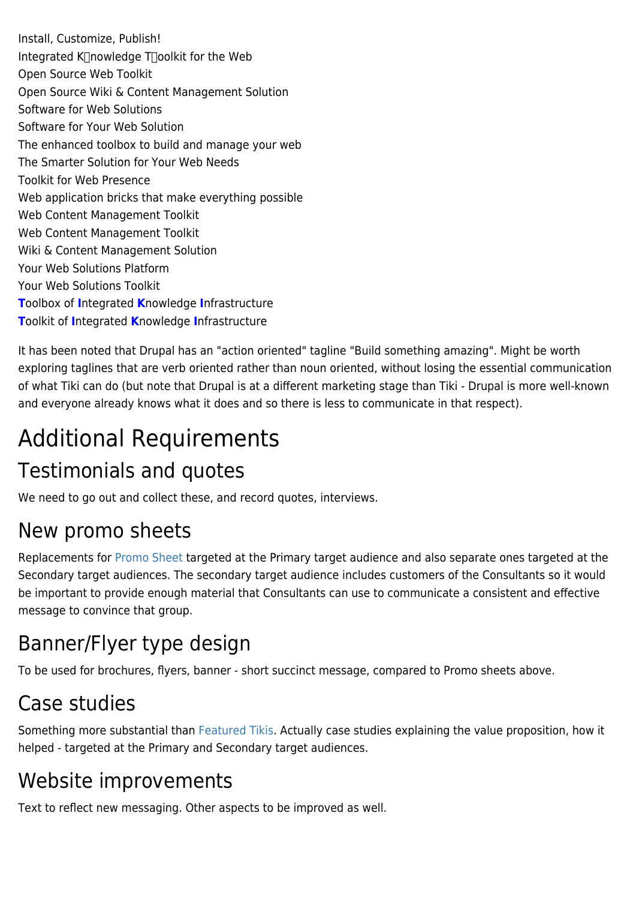Install, Customize, Publish!
Integrated K​nowledge T​oolkit for the Web
Open Source Web Toolkit
Open Source Wiki & Content Management Solution
Software for Web Solutions
Software for Your Web Solution
The enhanced toolbox to build and manage your web
The Smarter Solution for Your Web Needs
Toolkit for Web Presence
Web application bricks that make everything possible
Web Content Management Toolkit
Web Content Management Toolkit
Wiki & Content Management Solution
Your Web Solutions Platform
Your Web Solutions Toolkit
**T**oolbox of **I**ntegrated **K**nowledge **I**nfrastructure
**T**oolkit of **I**ntegrated **K**nowledge **I**nfrastructure

It has been noted that Drupal has an "action oriented" tagline "Build something amazing". Might be worth exploring taglines that are verb oriented rather than noun oriented, without losing the essential communication of what Tiki can do (but note that Drupal is at a different marketing stage than Tiki - Drupal is more well-known and everyone already knows what it does and so there is less to communicate in that respect).

# Additional Requirements

## Testimonials and quotes

We need to go out and collect these, and record quotes, interviews.

## New promo sheets

Replacements for Promo Sheet targeted at the Primary target audience and also separate ones targeted at the Secondary target audiences. The secondary target audience includes customers of the Consultants so it would be important to provide enough material that Consultants can use to communicate a consistent and effective message to convince that group.

## Banner/Flyer type design

To be used for brochures, flyers, banner - short succinct message, compared to Promo sheets above.

## Case studies

Something more substantial than Featured Tikis. Actually case studies explaining the value proposition, how it helped - targeted at the Primary and Secondary target audiences.

## Website improvements

Text to reflect new messaging. Other aspects to be improved as well.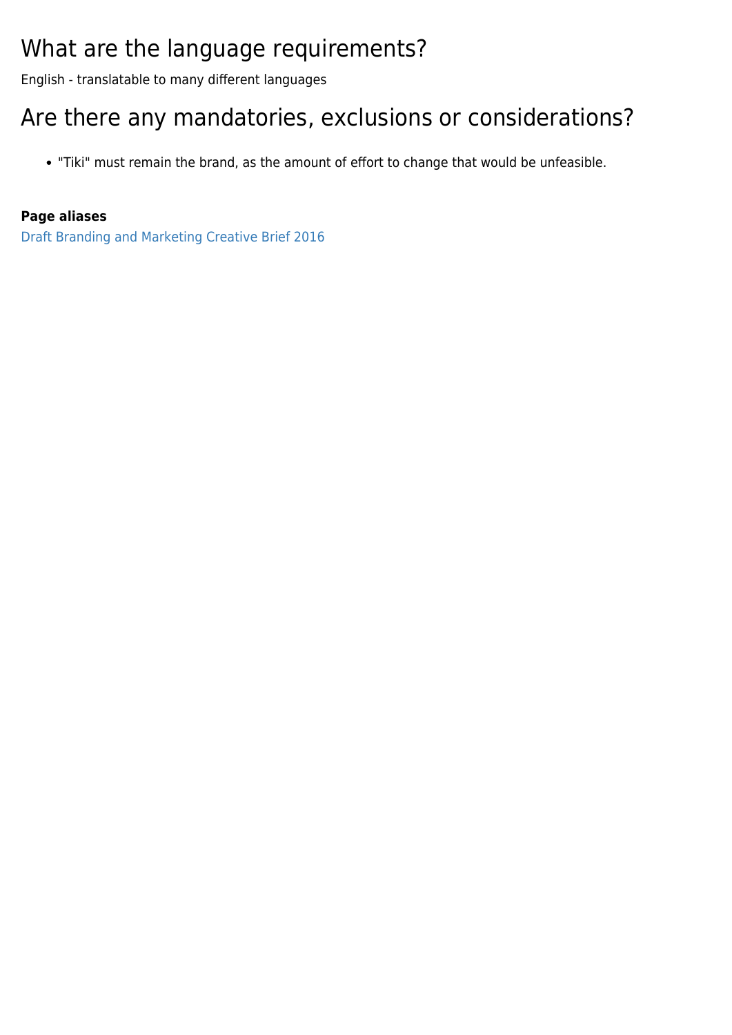## What are the language requirements?

English - translatable to many different languages

## Are there any mandatories, exclusions or considerations?

- "Tiki" must remain the brand, as the amount of effort to change that would be unfeasible.

**Page aliases**

Draft Branding and Marketing Creative Brief 2016